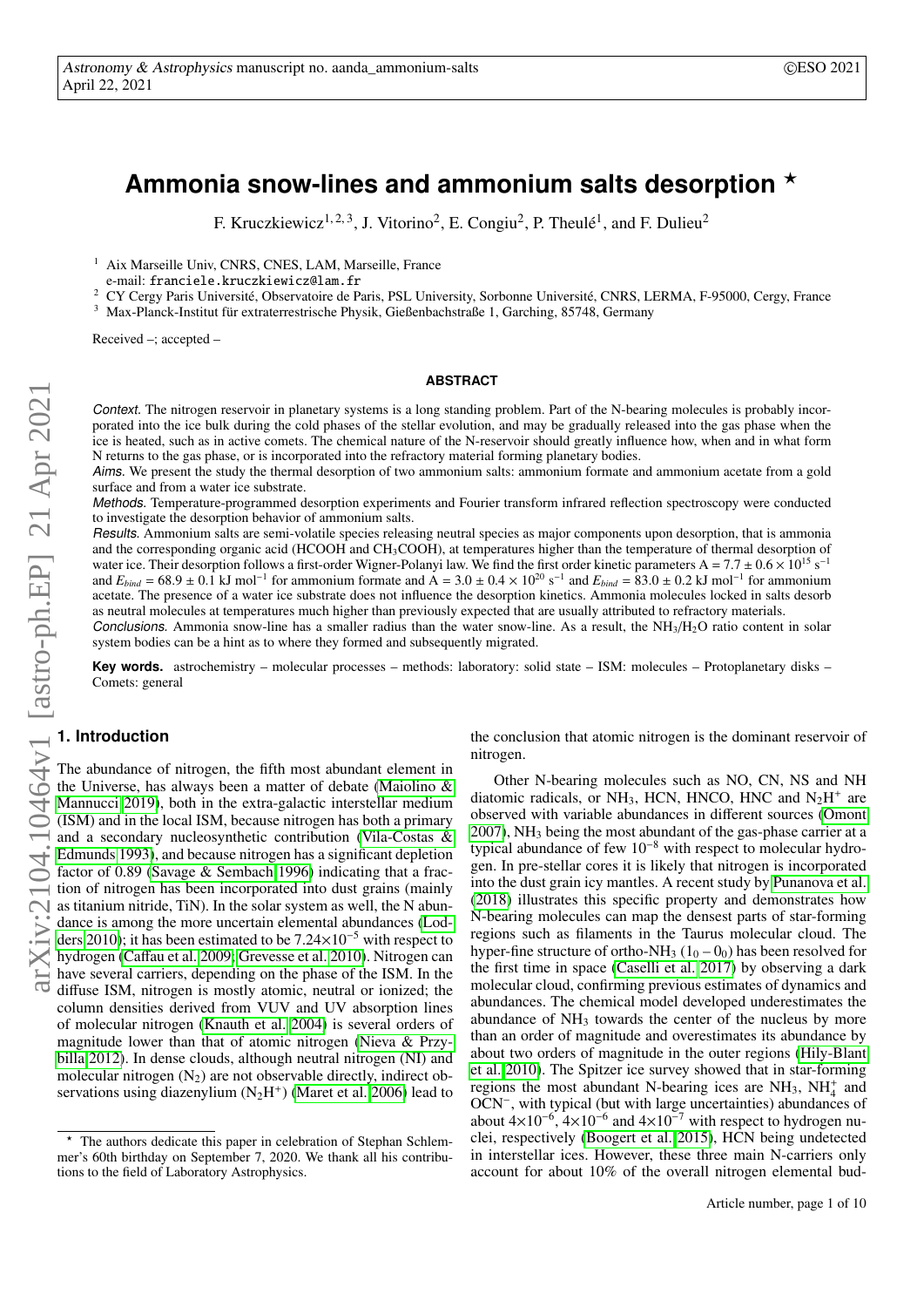# Ammonia snow-lines and ammonium salts desorption ⋆

F. Kruczkiewicz[1,2,3], J. Vitorino[2], E. Congiu[2], P. Theulé[1], and F. Dulieu[2]

[1] Aix Marseille Univ, CNRS, CNES, LAM, Marseille, France
e-mail: franciele.kruczkiewicz@lam.fr

[2] CY Cergy Paris Université, Observatoire de Paris, PSL University, Sorbonne Université, CNRS, LERMA, F-95000, Cergy, France

[3] Max-Planck-Institut für extraterrestrische Physik, Gießenbachstraße 1, Garching, 85748, Germany

Received –; accepted –

## ABSTRACT

*Context.* The nitrogen reservoir in planetary systems is a long standing problem. Part of the N-bearing molecules is probably incorporated into the ice bulk during the cold phases of the stellar evolution, and may be gradually released into the gas phase when the ice is heated, such as in active comets. The chemical nature of the N-reservoir should greatly influence how, when and in what form N returns to the gas phase, or is incorporated into the refractory material forming planetary bodies.

*Aims.* We present the study the thermal desorption of two ammonium salts: ammonium formate and ammonium acetate from a gold surface and from a water ice substrate.

*Methods.* Temperature-programmed desorption experiments and Fourier transform infrared reflection spectroscopy were conducted to investigate the desorption behavior of ammonium salts.

*Results.* Ammonium salts are semi-volatile species releasing neutral species as major components upon desorption, that is ammonia and the corresponding organic acid ($HCOOH$ and $CH_3COOH$), at temperatures higher than the temperature of thermal desorption of water ice. Their desorption follows a first-order Wigner-Polanyi law. We find the first order kinetic parameters A = $7.7 \pm 0.6 \times 10^{15}$ s$^{-1}$ and $E_{bind}$ = $68.9 \pm 0.1$ kJ mol$^{-1}$ for ammonium formate and A = $3.0 \pm 0.4 \times 10^{20}$ s$^{-1}$ and $E_{bind}$ = $83.0 \pm 0.2$ kJ mol$^{-1}$ for ammonium acetate. The presence of a water ice substrate does not influence the desorption kinetics. Ammonia molecules locked in salts desorb as neutral molecules at temperatures much higher than previously expected that are usually attributed to refractory materials.

*Conclusions.* Ammonia snow-line has a smaller radius than the water snow-line. As a result, the $NH_3/H_2O$ ratio content in solar system bodies can be a hint as to where they formed and subsequently migrated.

**Key words.** astrochemistry – molecular processes – methods: laboratory: solid state – ISM: molecules – Protoplanetary disks – Comets: general

## 1. Introduction

The abundance of nitrogen, the fifth most abundant element in the Universe, has always been a matter of debate (Maiolino & Mannucci 2019), both in the extra-galactic interstellar medium (ISM) and in the local ISM, because nitrogen has both a primary and a secondary nucleosynthetic contribution (Vila-Costas & Edmunds 1993), and because nitrogen has a significant depletion factor of 0.89 (Savage & Sembach 1996) indicating that a fraction of nitrogen has been incorporated into dust grains (mainly as titanium nitride, TiN). In the solar system as well, the N abundance is among the more uncertain elemental abundances (Lodders 2010); it has been estimated to be $7.24\times10^{-5}$ with respect to hydrogen (Caffau et al. 2009; Grevesse et al. 2010). Nitrogen can have several carriers, depending on the phase of the ISM. In the diffuse ISM, nitrogen is mostly atomic, neutral or ionized; the column densities derived from VUV and UV absorption lines of molecular nitrogen (Knauth et al. 2004) is several orders of magnitude lower than that of atomic nitrogen (Nieva & Przybilla 2012). In dense clouds, although neutral nitrogen (NI) and molecular nitrogen ($N_2$) are not observable directly, indirect observations using diazenylium ($N_2H^+$) (Maret et al. 2006) lead to the conclusion that atomic nitrogen is the dominant reservoir of nitrogen.

Other N-bearing molecules such as NO, CN, NS and NH diatomic radicals, or $NH_3$, HCN, HNCO, HNC and $N_2H^+$ are observed with variable abundances in different sources (Omont 2007), $NH_3$ being the most abundant of the gas-phase carrier at a typical abundance of few $10^{-8}$ with respect to molecular hydrogen. In pre-stellar cores it is likely that nitrogen is incorporated into the dust grain icy mantles. A recent study by Punanova et al. (2018) illustrates this specific property and demonstrates how N-bearing molecules can map the densest parts of star-forming regions such as filaments in the Taurus molecular cloud. The hyper-fine structure of ortho-$NH_3$ ($1_0 - 0_0$) has been resolved for the first time in space (Caselli et al. 2017) by observing a dark molecular cloud, confirming previous estimates of dynamics and abundances. The chemical model developed underestimates the abundance of $NH_3$ towards the center of the nucleus by more than an order of magnitude and overestimates its abundance by about two orders of magnitude in the outer regions (Hily-Blant et al. 2010). The Spitzer ice survey showed that in star-forming regions the most abundant N-bearing ices are $NH_3$, $NH_4^+$ and $OCN^-$, with typical (but with large uncertainties) abundances of about $4\times10^{-6}$, $4\times10^{-6}$ and $4\times10^{-7}$ with respect to hydrogen nuclei, respectively (Boogert et al. 2015), HCN being undetected in interstellar ices. However, these three main N-carriers only account for about 10% of the overall nitrogen elemental bud-

⋆ The authors dedicate this paper in celebration of Stephan Schlemmer's 60th birthday on September 7, 2020. We thank all his contributions to the field of Laboratory Astrophysics.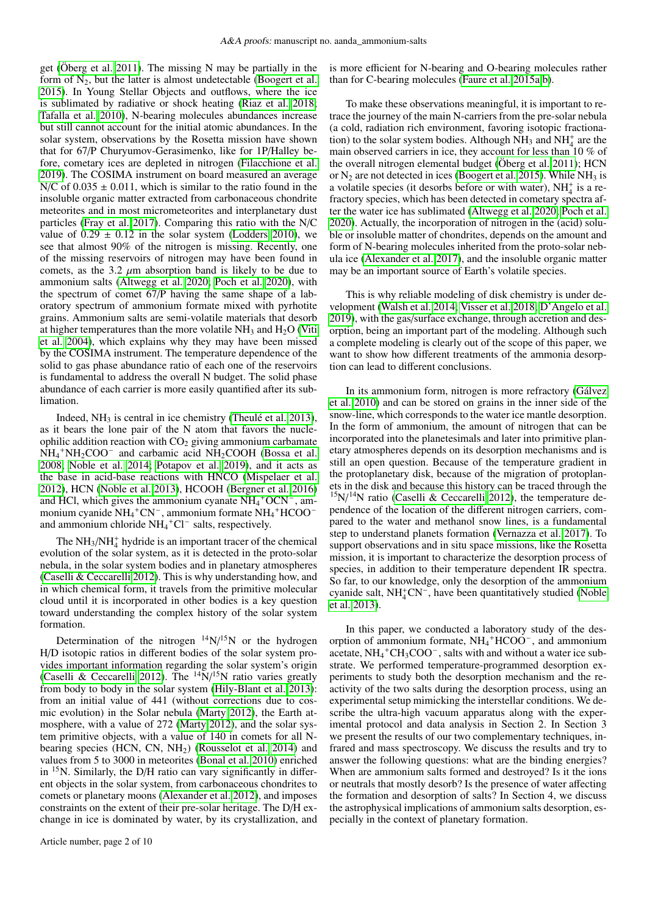get (Öberg et al. 2011). The missing N may be partially in the form of $N_2$, but the latter is almost undetectable (Boogert et al. 2015). In Young Stellar Objects and outflows, where the ice is sublimated by radiative or shock heating (Riaz et al. 2018; Tafalla et al. 2010), N-bearing molecules abundances increase but still cannot account for the initial atomic abundances. In the solar system, observations by the Rosetta mission have shown that for 67/P Churyumov-Gerasimenko, like for 1P/Halley before, cometary ices are depleted in nitrogen (Filacchione et al. 2019). The COSIMA instrument on board measured an average N/C of $0.035 \pm 0.011$, which is similar to the ratio found in the insoluble organic matter extracted from carbonaceous chondrite meteorites and in most micrometeorites and interplanetary dust particles (Fray et al. 2017). Comparing this ratio with the N/C value of $0.29 \pm 0.12$ in the solar system (Lodders 2010), we see that almost 90% of the nitrogen is missing. Recently, one of the missing reservoirs of nitrogen may have been found in comets, as the 3.2 $\mu$m absorption band is likely to be due to ammonium salts (Altwegg et al. 2020; Poch et al. 2020), with the spectrum of comet 67/P having the same shape of a laboratory spectrum of ammonium formate mixed with pyrrhotite grains. Ammonium salts are semi-volatile materials that desorb at higher temperatures than the more volatile $NH_3$ and $H_2O$ (Viti et al. 2004), which explains why they may have been missed by the COSIMA instrument. The temperature dependence of the solid to gas phase abundance ratio of each one of the reservoirs is fundamental to address the overall N budget. The solid phase abundance of each carrier is more easily quantified after its sublimation.

Indeed, $NH_3$ is central in ice chemistry (Theulé et al. 2013), as it bears the lone pair of the N atom that favors the nucleophilic addition reaction with $CO_2$ giving ammonium carbamate $NH_4{}^+NH_2COO^-$ and carbamic acid $NH_2COOH$ (Bossa et al. 2008; Noble et al. 2014; Potapov et al. 2019), and it acts as the base in acid-base reactions with HNCO (Mispelaer et al. 2012), HCN (Noble et al. 2013), HCOOH (Bergner et al. 2016) and HCl, which gives the ammonium cyanate $NH_4{}^+OCN^-$, ammonium cyanide $NH_4{}^+CN^-$, ammonium formate $NH_4{}^+HCOO^-$ and ammonium chloride $NH_4{}^+Cl^-$ salts, respectively.

The $NH_3/NH_4^+$ hydride is an important tracer of the chemical evolution of the solar system, as it is detected in the proto-solar nebula, in the solar system bodies and in planetary atmospheres (Caselli & Ceccarelli 2012). This is why understanding how, and in which chemical form, it travels from the primitive molecular cloud until it is incorporated in other bodies is a key question toward understanding the complex history of the solar system formation.

Determination of the nitrogen $^{14}N/^{15}N$ or the hydrogen H/D isotopic ratios in different bodies of the solar system provides important information regarding the solar system's origin (Caselli & Ceccarelli 2012). The $^{14}N/^{15}N$ ratio varies greatly from body to body in the solar system (Hily-Blant et al. 2013): from an initial value of 441 (without corrections due to cosmic evolution) in the Solar nebula (Marty 2012), the Earth atmosphere, with a value of 272 (Marty 2012), and the solar system primitive objects, with a value of 140 in comets for all N-bearing species (HCN, CN, $NH_2$) (Rousselot et al. 2014) and values from 5 to 3000 in meteorites (Bonal et al. 2010) enriched in $^{15}N$. Similarly, the D/H ratio can vary significantly in different objects in the solar system, from carbonaceous chondrites to comets or planetary moons (Alexander et al. 2012), and imposes constraints on the extent of their pre-solar heritage. The D/H exchange in ice is dominated by water, by its crystallization, and is more efficient for N-bearing and O-bearing molecules rather than for C-bearing molecules (Faure et al. 2015a,b).

To make these observations meaningful, it is important to retrace the journey of the main N-carriers from the pre-solar nebula (a cold, radiation rich environment, favoring isotopic fractionation) to the solar system bodies. Although $NH_3$ and $NH_4^+$ are the main observed carriers in ice, they account for less than 10 % of the overall nitrogen elemental budget (Öberg et al. 2011); HCN or $N_2$ are not detected in ices (Boogert et al. 2015). While $NH_3$ is a volatile species (it desorbs before or with water), $NH_4^+$ is a refractory species, which has been detected in cometary spectra after the water ice has sublimated (Altwegg et al. 2020; Poch et al. 2020). Actually, the incorporation of nitrogen in the (acid) soluble or insoluble matter of chondrites, depends on the amount and form of N-bearing molecules inherited from the proto-solar nebula ice (Alexander et al. 2017), and the insoluble organic matter may be an important source of Earth's volatile species.

This is why reliable modeling of disk chemistry is under development (Walsh et al. 2014; Visser et al. 2018; D'Angelo et al. 2019), with the gas/surface exchange, through accretion and desorption, being an important part of the modeling. Although such a complete modeling is clearly out of the scope of this paper, we want to show how different treatments of the ammonia desorption can lead to different conclusions.

In its ammonium form, nitrogen is more refractory (Gálvez et al. 2010) and can be stored on grains in the inner side of the snow-line, which corresponds to the water ice mantle desorption. In the form of ammonium, the amount of nitrogen that can be incorporated into the planetesimals and later into primitive planetary atmospheres depends on its desorption mechanisms and is still an open question. Because of the temperature gradient in the protoplanetary disk, because of the migration of protoplanets in the disk and because this history can be traced through the $^{15}N/^{14}N$ ratio (Caselli & Ceccarelli 2012), the temperature dependence of the location of the different nitrogen carriers, compared to the water and methanol snow lines, is a fundamental step to understand planets formation (Vernazza et al. 2017). To support observations and in situ space missions, like the Rosetta mission, it is important to characterize the desorption process of species, in addition to their temperature dependent IR spectra. So far, to our knowledge, only the desorption of the ammonium cyanide salt, $NH_4^+CN^-$, have been quantitatively studied (Noble et al. 2013).

In this paper, we conducted a laboratory study of the desorption of ammonium formate, $NH_4{}^+HCOO^-$, and ammonium acetate, $NH_4{}^+CH_3COO^-$, salts with and without a water ice substrate. We performed temperature-programmed desorption experiments to study both the desorption mechanism and the reactivity of the two salts during the desorption process, using an experimental setup mimicking the interstellar conditions. We describe the ultra-high vacuum apparatus along with the experimental protocol and data analysis in Section 2. In Section 3 we present the results of our two complementary techniques, infrared and mass spectroscopy. We discuss the results and try to answer the following questions: what are the binding energies? When are ammonium salts formed and destroyed? Is it the ions or neutrals that mostly desorb? Is the presence of water affecting the formation and desorption of salts? In Section 4, we discuss the astrophysical implications of ammonium salts desorption, especially in the context of planetary formation.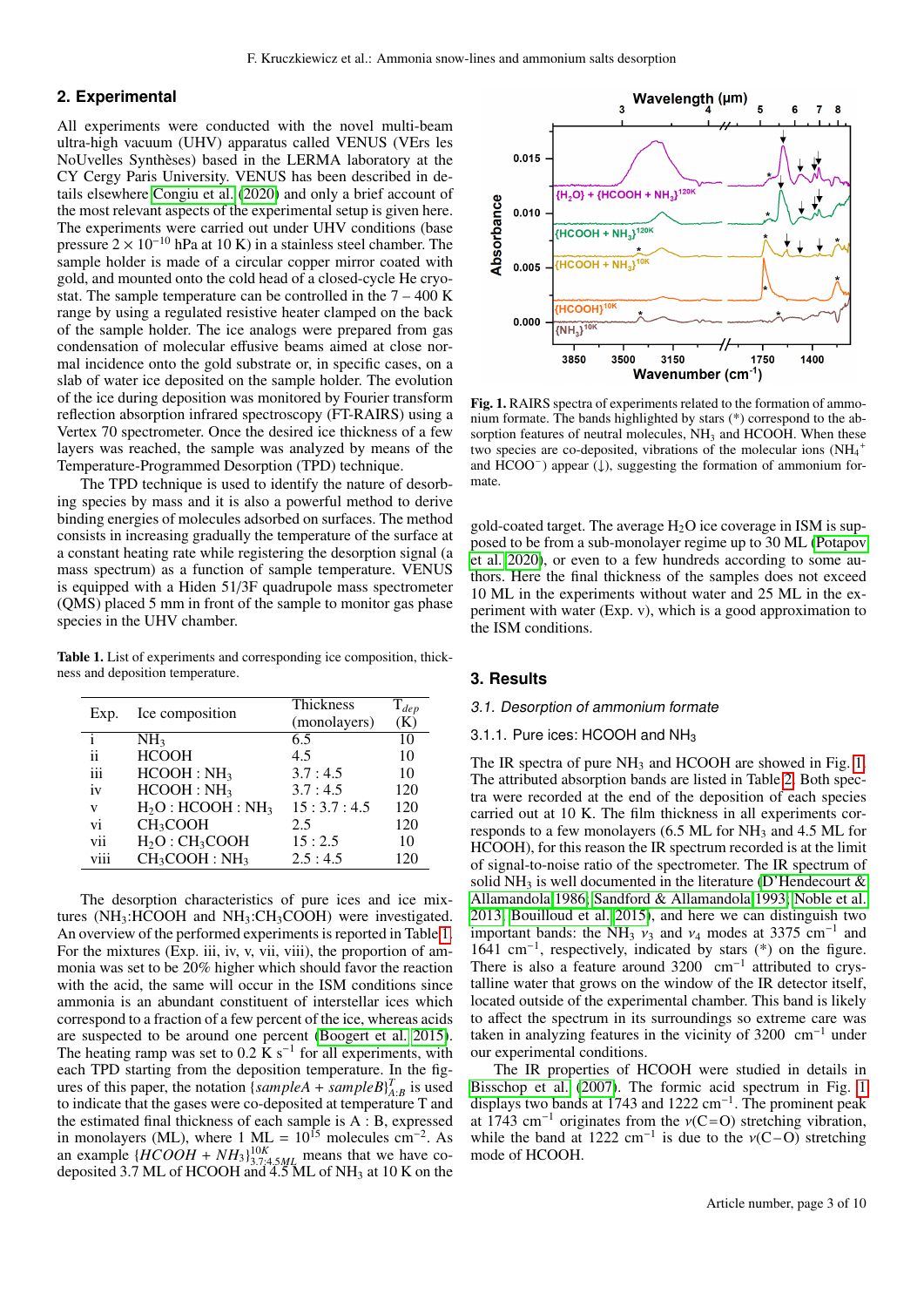## 2. Experimental

All experiments were conducted with the novel multi-beam ultra-high vacuum (UHV) apparatus called VENUS (VErs les NoUvelles Synthèses) based in the LERMA laboratory at the CY Cergy Paris University. VENUS has been described in details elsewhere Congiu et al. (2020) and only a brief account of the most relevant aspects of the experimental setup is given here. The experiments were carried out under UHV conditions (base pressure $2 \times 10^{-10}$ hPa at 10 K) in a stainless steel chamber. The sample holder is made of a circular copper mirror coated with gold, and mounted onto the cold head of a closed-cycle He cryostat. The sample temperature can be controlled in the 7 – 400 K range by using a regulated resistive heater clamped on the back of the sample holder. The ice analogs were prepared from gas condensation of molecular effusive beams aimed at close normal incidence onto the gold substrate or, in specific cases, on a slab of water ice deposited on the sample holder. The evolution of the ice during deposition was monitored by Fourier transform reflection absorption infrared spectroscopy (FT-RAIRS) using a Vertex 70 spectrometer. Once the desired ice thickness of a few layers was reached, the sample was analyzed by means of the Temperature-Programmed Desorption (TPD) technique.

The TPD technique is used to identify the nature of desorbing species by mass and it is also a powerful method to derive binding energies of molecules adsorbed on surfaces. The method consists in increasing gradually the temperature of the surface at a constant heating rate while registering the desorption signal (a mass spectrum) as a function of sample temperature. VENUS is equipped with a Hiden 51/3F quadrupole mass spectrometer (QMS) placed 5 mm in front of the sample to monitor gas phase species in the UHV chamber.

**Table 1.** List of experiments and corresponding ice composition, thickness and deposition temperature.

| Exp. | Ice composition | Thickness (monolayers) | $T_{dep}$ (K) |
|---|---|---|---|
| i | $NH_3$ | 6.5 | 10 |
| ii | HCOOH | 4.5 | 10 |
| iii | HCOOH : $NH_3$ | 3.7 : 4.5 | 10 |
| iv | HCOOH : $NH_3$ | 3.7 : 4.5 | 120 |
| v | $H_2O$ : HCOOH : $NH_3$ | 15 : 3.7 : 4.5 | 120 |
| vi | $CH_3COOH$ | 2.5 | 120 |
| vii | $H_2O$ : $CH_3COOH$ | 15 : 2.5 | 10 |
| viii | $CH_3COOH$ : $NH_3$ | 2.5 : 4.5 | 120 |

The desorption characteristics of pure ices and ice mixtures ($NH_3$:HCOOH and $NH_3$:$CH_3COOH$) were investigated. An overview of the performed experiments is reported in Table 1. For the mixtures (Exp. iii, iv, v, vii, viii), the proportion of ammonia was set to be 20% higher which should favor the reaction with the acid, the same will occur in the ISM conditions since ammonia is an abundant constituent of interstellar ices which correspond to a fraction of a few percent of the ice, whereas acids are suspected to be around one percent (Boogert et al. 2015). The heating ramp was set to 0.2 K $s^{-1}$ for all experiments, with each TPD starting from the deposition temperature. In the figures of this paper, the notation $\{sampleA + sampleB\}^{T}_{A:B}$ is used to indicate that the gases were co-deposited at temperature T and the estimated final thickness of each sample is A : B, expressed in monolayers (ML), where 1 ML = $10^{15}$ molecules $cm^{-2}$. As an example $\{HCOOH + NH_3\}^{10K}_{3.7:4.5ML}$ means that we have co-deposited 3.7 ML of HCOOH and 4.5 ML of $NH_3$ at 10 K on the gold-coated target. The average $H_2O$ ice coverage in ISM is supposed to be from a sub-monolayer regime up to 30 ML (Potapov et al. 2020), or even to a few hundreds according to some authors. Here the final thickness of the samples does not exceed 10 ML in the experiments without water and 25 ML in the experiment with water (Exp. v), which is a good approximation to the ISM conditions.

**Fig. 1.** RAIRS spectra of experiments related to the formation of ammonium formate. The bands highlighted by stars (*) correspond to the absorption features of neutral molecules, $NH_3$ and HCOOH. When these two species are co-deposited, vibrations of the molecular ions ($NH_4^+$ and $HCOO^-$) appear (↓), suggesting the formation of ammonium formate.

## 3. Results

### 3.1. Desorption of ammonium formate

#### 3.1.1. Pure ices: HCOOH and $NH_3$

The IR spectra of pure $NH_3$ and HCOOH are showed in Fig. 1. The attributed absorption bands are listed in Table 2. Both spectra were recorded at the end of the deposition of each species carried out at 10 K. The film thickness in all experiments corresponds to a few monolayers (6.5 ML for $NH_3$ and 4.5 ML for HCOOH), for this reason the IR spectrum recorded is at the limit of signal-to-noise ratio of the spectrometer. The IR spectrum of solid $NH_3$ is well documented in the literature (D'Hendecourt & Allamandola 1986; Sandford & Allamandola 1993; Noble et al. 2013; Bouilloud et al. 2015), and here we can distinguish two important bands: the $NH_3$ $\nu_3$ and $\nu_4$ modes at 3375 $cm^{-1}$ and 1641 $cm^{-1}$, respectively, indicated by stars (*) on the figure. There is also a feature around 3200 $cm^{-1}$ attributed to crystalline water that grows on the window of the IR detector itself, located outside of the experimental chamber. This band is likely to affect the spectrum in its surroundings so extreme care was taken in analyzing features in the vicinity of 3200 $cm^{-1}$ under our experimental conditions.

The IR properties of HCOOH were studied in details in Bisschop et al. (2007). The formic acid spectrum in Fig. 1 displays two bands at 1743 and 1222 $cm^{-1}$. The prominent peak at 1743 $cm^{-1}$ originates from the $\nu$(C=O) stretching vibration, while the band at 1222 $cm^{-1}$ is due to the $\nu$(C–O) stretching mode of HCOOH.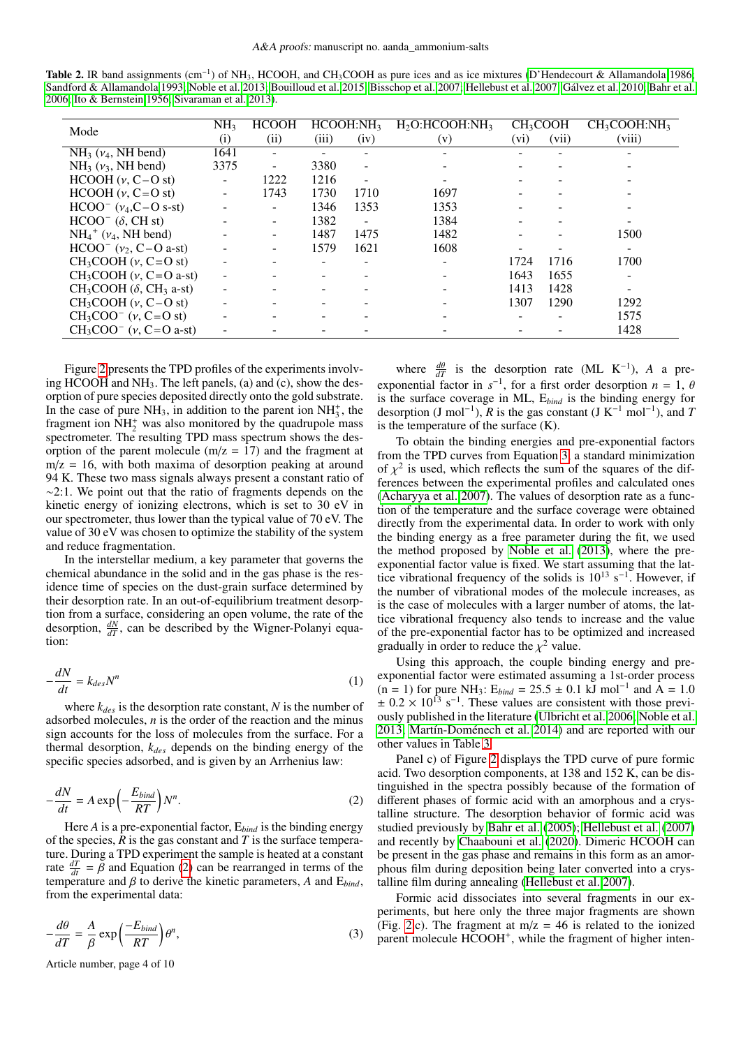**Table 2.** IR band assignments ($cm^{-1}$) of $NH_3$, HCOOH, and $CH_3COOH$ as pure ices and as ice mixtures (D'Hendecourt & Allamandola 1986; Sandford & Allamandola 1993; Noble et al. 2013; Bouilloud et al. 2015; Bisschop et al. 2007; Hellebust et al. 2007; Gálvez et al. 2010; Bahr et al. 2006; Ito & Bernstein 1956; Sivaraman et al. 2013).

| Mode | $NH_3$ | HCOOH | $HCOOH:NH_3$ | | $H_2O:HCOOH:NH_3$ | $CH_3COOH$ | | $CH_3COOH:NH_3$ |
|---|---|---|---|---|---|---|---|---|
| | (i) | (ii) | (iii) | (iv) | (v) | (vi) | (vii) | (viii) |
| $NH_3$ ($\nu_4$, NH bend) | 1641 | - | - | - | - | - | - | - |
| $NH_3$ ($\nu_3$, NH bend) | 3375 | - | 3380 | - | - | - | - | - |
| HCOOH ($\nu$, C−O st) | - | 1222 | 1216 | - | - | - | - | - |
| HCOOH ($\nu$, C=O st) | - | 1743 | 1730 | 1710 | 1697 | - | - | - |
| $HCOO^-$ ($\nu_4$,C−O s-st) | - | - | 1346 | 1353 | 1353 | - | - | - |
| $HCOO^-$ ($\delta$, CH st) | - | - | 1382 | - | 1384 | - | - | - |
| $NH_4^+$ ($\nu_4$, NH bend) | - | - | 1487 | 1475 | 1482 | - | - | 1500 |
| $HCOO^-$ ($\nu_2$, C−O a-st) | - | - | 1579 | 1621 | 1608 | - | - | - |
| $CH_3COOH$ ($\nu$, C=O st) | - | - | - | - | - | 1724 | 1716 | 1700 |
| $CH_3COOH$ ($\nu$, C=O a-st) | - | - | - | - | - | 1643 | 1655 | - |
| $CH_3COOH$ ($\delta$, $CH_3$ a-st) | - | - | - | - | - | 1413 | 1428 | - |
| $CH_3COOH$ ($\nu$, C−O st) | - | - | - | - | - | 1307 | 1290 | 1292 |
| $CH_3COO^-$ ($\nu$, C=O st) | - | - | - | - | - | - | - | 1575 |
| $CH_3COO^-$ ($\nu$, C=O a-st) | - | - | - | - | - | - | - | 1428 |

Figure 2 presents the TPD profiles of the experiments involving HCOOH and $NH_3$. The left panels, (a) and (c), show the desorption of pure species deposited directly onto the gold substrate. In the case of pure $NH_3$, in addition to the parent ion $NH_3^+$, the fragment ion $NH_2^+$ was also monitored by the quadrupole mass spectrometer. The resulting TPD mass spectrum shows the desorption of the parent molecule (m/z = 17) and the fragment at m/z = 16, with both maxima of desorption peaking at around 94 K. These two mass signals always present a constant ratio of ∼2:1. We point out that the ratio of fragments depends on the kinetic energy of ionizing electrons, which is set to 30 eV in our spectrometer, thus lower than the typical value of 70 eV. The value of 30 eV was chosen to optimize the stability of the system and reduce fragmentation.

In the interstellar medium, a key parameter that governs the chemical abundance in the solid and in the gas phase is the residence time of species on the dust-grain surface determined by their desorption rate. In an out-of-equilibrium treatment desorption from a surface, considering an open volume, the rate of the desorption, $\frac{dN}{dT}$, can be described by the Wigner-Polanyi equation:

$$-\frac{dN}{dt} = k_{des} N^n \tag{1}$$

where $k_{des}$ is the desorption rate constant, $N$ is the number of adsorbed molecules, $n$ is the order of the reaction and the minus sign accounts for the loss of molecules from the surface. For a thermal desorption, $k_{des}$ depends on the binding energy of the specific species adsorbed, and is given by an Arrhenius law:

$$-\frac{dN}{dt} = A \exp\left(-\frac{E_{bind}}{RT}\right) N^n. \tag{2}$$

Here $A$ is a pre-exponential factor, $E_{bind}$ is the binding energy of the species, $R$ is the gas constant and $T$ is the surface temperature. During a TPD experiment the sample is heated at a constant rate $\frac{dT}{dt} = \beta$ and Equation (2) can be rearranged in terms of the temperature and $\beta$ to derive the kinetic parameters, $A$ and $E_{bind}$, from the experimental data:

$$-\frac{d\theta}{dT} = \frac{A}{\beta} \exp\left(\frac{-E_{bind}}{RT}\right) \theta^n, \tag{3}$$

where $\frac{d\theta}{dT}$ is the desorption rate (ML $K^{-1}$), $A$ a pre-exponential factor in $s^{-1}$, for a first order desorption $n = 1$, $\theta$ is the surface coverage in ML, $E_{bind}$ is the binding energy for desorption (J $mol^{-1}$), $R$ is the gas constant (J $K^{-1}$ $mol^{-1}$), and $T$ is the temperature of the surface (K).

To obtain the binding energies and pre-exponential factors from the TPD curves from Equation 3, a standard minimization of $\chi^2$ is used, which reflects the sum of the squares of the differences between the experimental profiles and calculated ones (Acharyya et al. 2007). The values of desorption rate as a function of the temperature and the surface coverage were obtained directly from the experimental data. In order to work with only the binding energy as a free parameter during the fit, we used the method proposed by Noble et al. (2013), where the pre-exponential factor value is fixed. We start assuming that the lattice vibrational frequency of the solids is $10^{13}$ $s^{-1}$. However, if the number of vibrational modes of the molecule increases, as is the case of molecules with a larger number of atoms, the lattice vibrational frequency also tends to increase and the value of the pre-exponential factor has to be optimized and increased gradually in order to reduce the $\chi^2$ value.

Using this approach, the couple binding energy and pre-exponential factor were estimated assuming a 1st-order process (n = 1) for pure $NH_3$: $E_{bind}$ = 25.5 ± 0.1 kJ $mol^{-1}$ and A = 1.0 ± 0.2 × $10^{13}$ $s^{-1}$. These values are consistent with those previously published in the literature (Ulbricht et al. 2006; Noble et al. 2013; Martín-Doménech et al. 2014) and are reported with our other values in Table 3.

Panel c) of Figure 2 displays the TPD curve of pure formic acid. Two desorption components, at 138 and 152 K, can be distinguished in the spectra possibly because of the formation of different phases of formic acid with an amorphous and a crystalline structure. The desorption behavior of formic acid was studied previously by Bahr et al. (2005); Hellebust et al. (2007) and recently by Chaabouni et al. (2020). Dimeric HCOOH can be present in the gas phase and remains in this form as an amorphous film during deposition being later converted into a crystalline film during annealing (Hellebust et al. 2007).

Formic acid dissociates into several fragments in our experiments, but here only the three major fragments are shown (Fig. 2c). The fragment at m/z = 46 is related to the ionized parent molecule $HCOOH^+$, while the fragment of higher inten-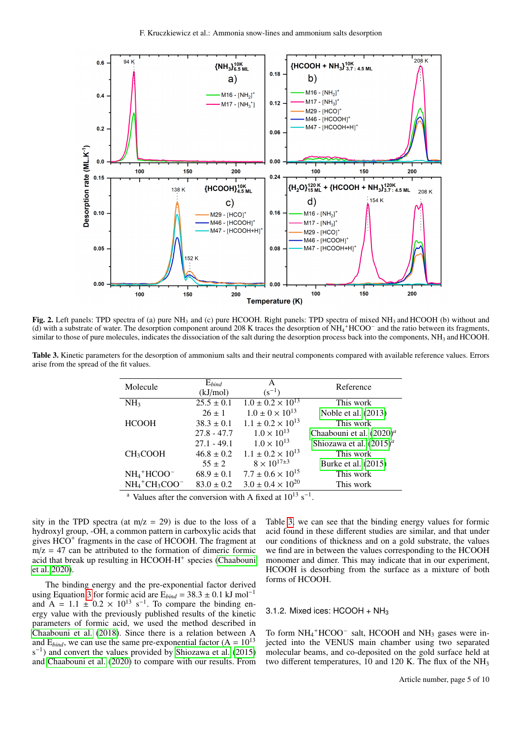**Fig. 2.** Left panels: TPD spectra of (a) pure $NH_3$ and (c) pure HCOOH. Right panels: TPD spectra of mixed $NH_3$ and HCOOH (b) without and (d) with a substrate of water. The desorption component around 208 K traces the desorption of $NH_4^+HCOO^-$ and the ratio between its fragments, similar to those of pure molecules, indicates the dissociation of the salt during the desorption process back into the components, $NH_3$ and HCOOH.

**Table 3.** Kinetic parameters for the desorption of ammonium salts and their neutral components compared with available reference values. Errors arise from the spread of the fit values.

| Molecule | $E_{bind}$ (kJ/mol) | A ($s^{-1}$) | Reference |
|---|---|---|---|
| $NH_3$ | 25.5 ± 0.1 | 1.0 ± 0.2 × $10^{13}$ | This work |
| | 26 ± 1 | 1.0 ± 0 × $10^{13}$ | Noble et al. (2013) |
| HCOOH | 38.3 ± 0.1 | 1.1 ± 0.2 × $10^{13}$ | This work |
| | 27.8 - 47.7 | 1.0 × $10^{13}$ | Chaabouni et al. (2020)[a] |
| | 27.1 - 49.1 | 1.0 × $10^{13}$ | Shiozawa et al. (2015)[a] |
| $CH_3COOH$ | 46.8 ± 0.2 | 1.1 ± 0.2 × $10^{13}$ | This work |
| | 55 ± 2 | 8 × $10^{17±3}$ | Burke et al. (2015) |
| $NH_4^+HCOO^-$ | 68.9 ± 0.1 | 7.7 ± 0.6 × $10^{15}$ | This work |
| $NH_4^+CH_3COO^-$ | 83.0 ± 0.2 | 3.0 ± 0.4 × $10^{20}$ | This work |

[a] Values after the conversion with A fixed at $10^{13}$ $s^{-1}$.

sity in the TPD spectra (at m/z = 29) is due to the loss of a hydroxyl group, -OH, a common pattern in carboxylic acids that gives $HCO^+$ fragments in the case of HCOOH. The fragment at m/z = 47 can be attributed to the formation of dimeric formic acid that break up resulting in HCOOH-$H^+$ species (Chaabouni et al. 2020).

The binding energy and the pre-exponential factor derived using Equation 3 for formic acid are $E_{bind}$ = 38.3 ± 0.1 kJ $mol^{-1}$ and A = 1.1 ± 0.2 × $10^{13}$ $s^{-1}$. To compare the binding energy value with the previously published results of the kinetic parameters of formic acid, we used the method described in Chaabouni et al. (2018). Since there is a relation between A and $E_{bind}$, we can use the same pre-exponential factor (A = $10^{13}$ $s^{-1}$) and convert the values provided by Shiozawa et al. (2015) and Chaabouni et al. (2020) to compare with our results. From Table 3, we can see that the binding energy values for formic acid found in these different studies are similar, and that under our conditions of thickness and on a gold substrate, the values we find are in between the values corresponding to the HCOOH monomer and dimer. This may indicate that in our experiment, HCOOH is desorbing from the surface as a mixture of both forms of HCOOH.

#### 3.1.2. Mixed ices: HCOOH + $NH_3$

To form $NH_4^+HCOO^-$ salt, HCOOH and $NH_3$ gases were injected into the VENUS main chamber using two separated molecular beams, and co-deposited on the gold surface held at two different temperatures, 10 and 120 K. The flux of the $NH_3$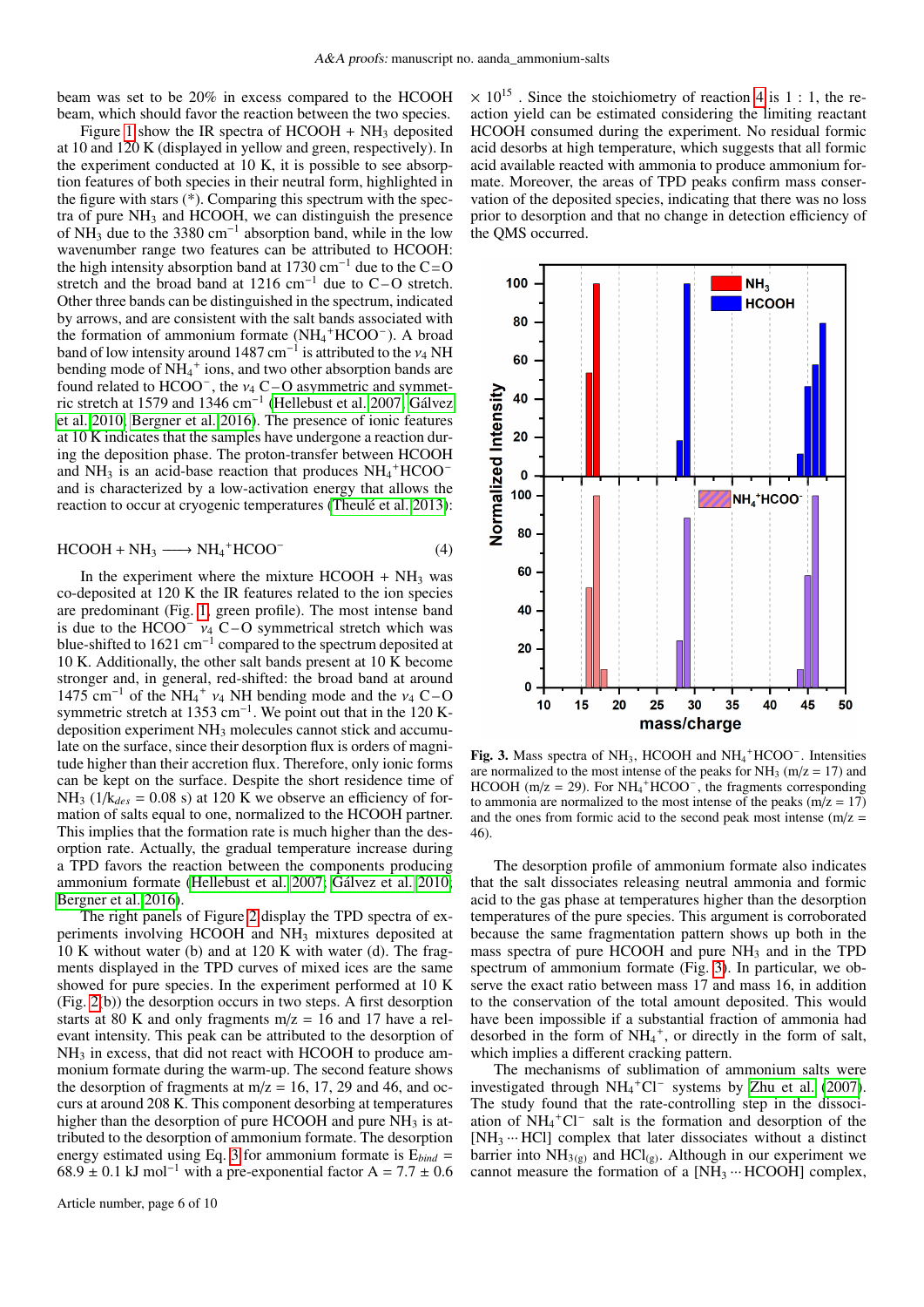beam was set to be 20% in excess compared to the HCOOH beam, which should favor the reaction between the two species.

Figure 1 show the IR spectra of HCOOH + $NH_3$ deposited at 10 and 120 K (displayed in yellow and green, respectively). In the experiment conducted at 10 K, it is possible to see absorption features of both species in their neutral form, highlighted in the figure with stars (*). Comparing this spectrum with the spectra of pure $NH_3$ and HCOOH, we can distinguish the presence of $NH_3$ due to the 3380 $cm^{-1}$ absorption band, while in the low wavenumber range two features can be attributed to HCOOH: the high intensity absorption band at 1730 $cm^{-1}$ due to the C=O stretch and the broad band at 1216 $cm^{-1}$ due to C–O stretch. Other three bands can be distinguished in the spectrum, indicated by arrows, and are consistent with the salt bands associated with the formation of ammonium formate ($NH_4^+HCOO^-$). A broad band of low intensity around 1487 $cm^{-1}$ is attributed to the $\nu_4$ NH bending mode of $NH_4^+$ ions, and two other absorption bands are found related to $HCOO^-$, the $\nu_4$ C–O asymmetric and symmetric stretch at 1579 and 1346 $cm^{-1}$ (Hellebust et al. 2007; Gálvez et al. 2010; Bergner et al. 2016). The presence of ionic features at 10 K indicates that the samples have undergone a reaction during the deposition phase. The proton-transfer between HCOOH and $NH_3$ is an acid-base reaction that produces $NH_4^+HCOO^-$ and is characterized by a low-activation energy that allows the reaction to occur at cryogenic temperatures (Theulé et al. 2013):

$$HCOOH + NH_3 \longrightarrow NH_4^+HCOO^- \tag{4}$$

In the experiment where the mixture HCOOH + $NH_3$ was co-deposited at 120 K the IR features related to the ion species are predominant (Fig. 1, green profile). The most intense band is due to the $HCOO^-$ $\nu_4$ C–O symmetrical stretch which was blue-shifted to 1621 $cm^{-1}$ compared to the spectrum deposited at 10 K. Additionally, the other salt bands present at 10 K become stronger and, in general, red-shifted: the broad band at around 1475 $cm^{-1}$ of the $NH_4^+$ $\nu_4$ NH bending mode and the $\nu_4$ C–O symmetric stretch at 1353 $cm^{-1}$. We point out that in the 120 K-deposition experiment $NH_3$ molecules cannot stick and accumulate on the surface, since their desorption flux is orders of magnitude higher than their accretion flux. Therefore, only ionic forms can be kept on the surface. Despite the short residence time of $NH_3$ ($1/k_{des}$ = 0.08 s) at 120 K we observe an efficiency of formation of salts equal to one, normalized to the HCOOH partner. This implies that the formation rate is much higher than the desorption rate. Actually, the gradual temperature increase during a TPD favors the reaction between the components producing ammonium formate (Hellebust et al. 2007; Gálvez et al. 2010; Bergner et al. 2016).

The right panels of Figure 2 display the TPD spectra of experiments involving HCOOH and $NH_3$ mixtures deposited at 10 K without water (b) and at 120 K with water (d). The fragments displayed in the TPD curves of mixed ices are the same showed for pure species. In the experiment performed at 10 K (Fig. 2(b)) the desorption occurs in two steps. A first desorption starts at 80 K and only fragments m/z = 16 and 17 have a relevant intensity. This peak can be attributed to the desorption of $NH_3$ in excess, that did not react with HCOOH to produce ammonium formate during the warm-up. The second feature shows the desorption of fragments at m/z = 16, 17, 29 and 46, and occurs at around 208 K. This component desorbing at temperatures higher than the desorption of pure HCOOH and pure $NH_3$ is attributed to the desorption of ammonium formate. The desorption energy estimated using Eq. 3 for ammonium formate is $E_{bind}$ = 68.9 ± 0.1 kJ $mol^{-1}$ with a pre-exponential factor A = 7.7 ± 0.6 $\times 10^{15}$ . Since the stoichiometry of reaction 4 is 1 : 1, the reaction yield can be estimated considering the limiting reactant HCOOH consumed during the experiment. No residual formic acid desorbs at high temperature, which suggests that all formic acid available reacted with ammonia to produce ammonium formate. Moreover, the areas of TPD peaks confirm mass conservation of the deposited species, indicating that there was no loss prior to desorption and that no change in detection efficiency of the QMS occurred.

**Fig. 3.** Mass spectra of $NH_3$, HCOOH and $NH_4^+HCOO^-$. Intensities are normalized to the most intense of the peaks for $NH_3$ (m/z = 17) and HCOOH (m/z = 29). For $NH_4^+HCOO^-$, the fragments corresponding to ammonia are normalized to the most intense of the peaks (m/z = 17) and the ones from formic acid to the second peak most intense (m/z = 46).

The desorption profile of ammonium formate also indicates that the salt dissociates releasing neutral ammonia and formic acid to the gas phase at temperatures higher than the desorption temperatures of the pure species. This argument is corroborated because the same fragmentation pattern shows up both in the mass spectra of pure HCOOH and pure $NH_3$ and in the TPD spectrum of ammonium formate (Fig. 3). In particular, we observe the exact ratio between mass 17 and mass 16, in addition to the conservation of the total amount deposited. This would have been impossible if a substantial fraction of ammonia had desorbed in the form of $NH_4^+$, or directly in the form of salt, which implies a different cracking pattern.

The mechanisms of sublimation of ammonium salts were investigated through $NH_4^+Cl^-$ systems by Zhu et al. (2007). The study found that the rate-controlling step in the dissociation of $NH_4^+Cl^-$ salt is the formation and desorption of the $[NH_3 \cdots HCl]$ complex that later dissociates without a distinct barrier into $NH_{3(g)}$ and $HCl_{(g)}$. Although in our experiment we cannot measure the formation of a $[NH_3 \cdots HCOOH]$ complex,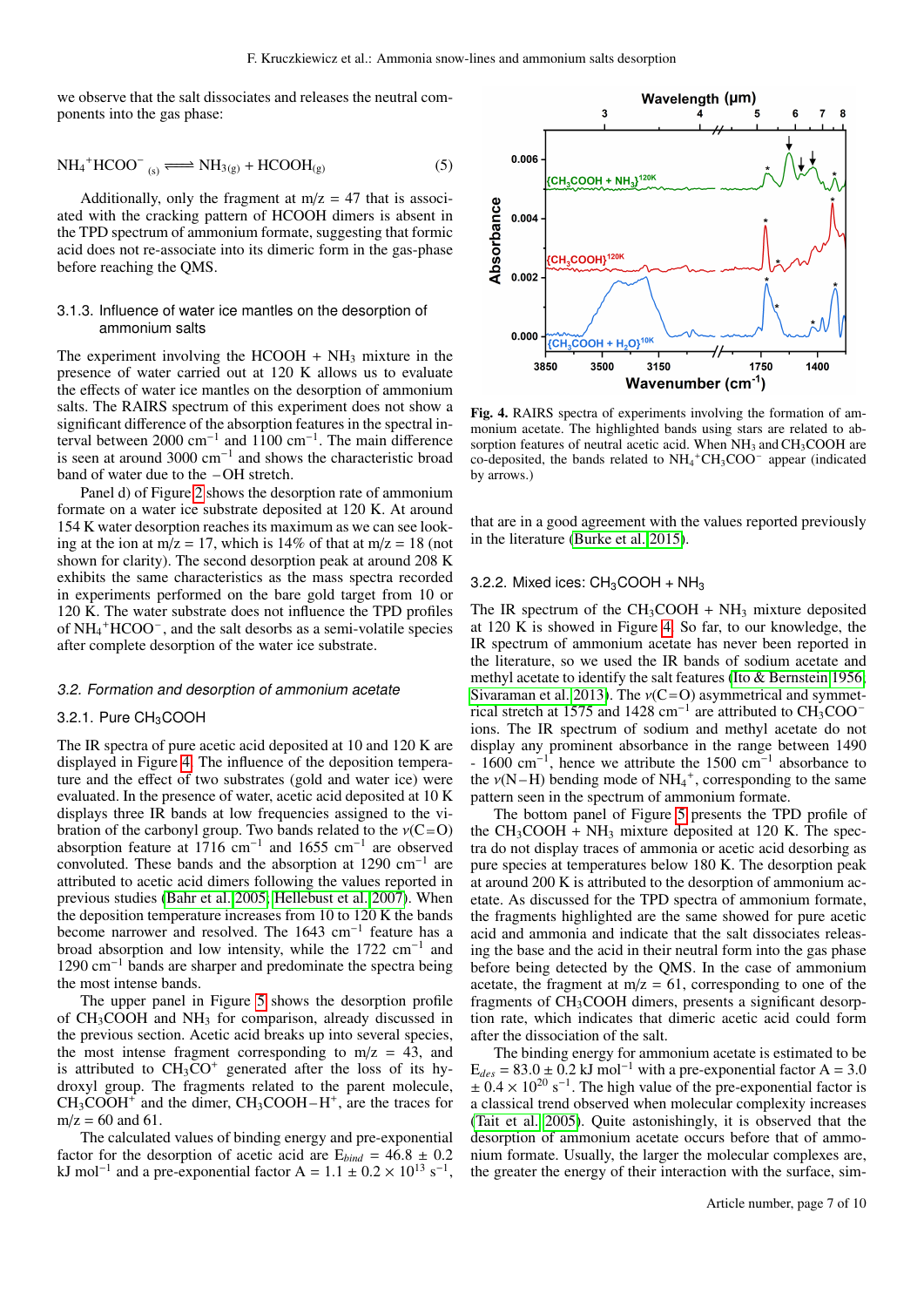we observe that the salt dissociates and releases the neutral components into the gas phase:

$$NH_4^+HCOO^-{}_{(s)} \rightleftharpoons NH_{3(g)} + HCOOH_{(g)} \tag{5}$$

Additionally, only the fragment at m/z = 47 that is associated with the cracking pattern of HCOOH dimers is absent in the TPD spectrum of ammonium formate, suggesting that formic acid does not re-associate into its dimeric form in the gas-phase before reaching the QMS.

### 3.1.3. Influence of water ice mantles on the desorption of ammonium salts

The experiment involving the HCOOH + $NH_3$ mixture in the presence of water carried out at 120 K allows us to evaluate the effects of water ice mantles on the desorption of ammonium salts. The RAIRS spectrum of this experiment does not show a significant difference of the absorption features in the spectral interval between 2000 $cm^{-1}$ and 1100 $cm^{-1}$. The main difference is seen at around 3000 $cm^{-1}$ and shows the characteristic broad band of water due to the –OH stretch.

Panel d) of Figure 2 shows the desorption rate of ammonium formate on a water ice substrate deposited at 120 K. At around 154 K water desorption reaches its maximum as we can see looking at the ion at m/z = 17, which is 14% of that at m/z = 18 (not shown for clarity). The second desorption peak at around 208 K exhibits the same characteristics as the mass spectra recorded in experiments performed on the bare gold target from 10 or 120 K. The water substrate does not influence the TPD profiles of $NH_4^+HCOO^-$, and the salt desorbs as a semi-volatile species after complete desorption of the water ice substrate.

## 3.2. Formation and desorption of ammonium acetate

### 3.2.1. Pure $CH_3COOH$

The IR spectra of pure acetic acid deposited at 10 and 120 K are displayed in Figure 4. The influence of the deposition temperature and the effect of two substrates (gold and water ice) were evaluated. In the presence of water, acetic acid deposited at 10 K displays three IR bands at low frequencies assigned to the vibration of the carbonyl group. Two bands related to the $\nu$(C=O) absorption feature at 1716 $cm^{-1}$ and 1655 $cm^{-1}$ are observed convoluted. These bands and the absorption at 1290 $cm^{-1}$ are attributed to acetic acid dimers following the values reported in previous studies (Bahr et al. 2005; Hellebust et al. 2007). When the deposition temperature increases from 10 to 120 K the bands become narrower and resolved. The 1643 $cm^{-1}$ feature has a broad absorption and low intensity, while the 1722 $cm^{-1}$ and 1290 $cm^{-1}$ bands are sharper and predominate the spectra being the most intense bands.

The upper panel in Figure 5 shows the desorption profile of $CH_3COOH$ and $NH_3$ for comparison, already discussed in the previous section. Acetic acid breaks up into several species, the most intense fragment corresponding to m/z = 43, and is attributed to $CH_3CO^+$ generated after the loss of its hydroxyl group. The fragments related to the parent molecule, $CH_3COOH^+$ and the dimer, $CH_3COOH{-}H^+$, are the traces for m/z = 60 and 61.

The calculated values of binding energy and pre-exponential factor for the desorption of acetic acid are $E_{bind}$ = 46.8 ± 0.2 kJ $mol^{-1}$ and a pre-exponential factor A = 1.1 ± 0.2 × $10^{13}$ $s^{-1}$, that are in a good agreement with the values reported previously in the literature (Burke et al. 2015).

Fig. 4. RAIRS spectra of experiments involving the formation of ammonium acetate. The highlighted bands using stars are related to absorption features of neutral acetic acid. When $NH_3$ and $CH_3COOH$ are co-deposited, the bands related to $NH_4^+CH_3COO^-$ appear (indicated by arrows.)

### 3.2.2. Mixed ices: $CH_3COOH + NH_3$

The IR spectrum of the $CH_3COOH + NH_3$ mixture deposited at 120 K is showed in Figure 4. So far, to our knowledge, the IR spectrum of ammonium acetate has never been reported in the literature, so we used the IR bands of sodium acetate and methyl acetate to identify the salt features (Ito & Bernstein 1956; Sivaraman et al. 2013). The $\nu$(C=O) asymmetrical and symmetrical stretch at 1575 and 1428 $cm^{-1}$ are attributed to $CH_3COO^-$ ions. The IR spectrum of sodium and methyl acetate do not display any prominent absorbance in the range between 1490 - 1600 $cm^{-1}$, hence we attribute the 1500 $cm^{-1}$ absorbance to the $\nu$(N–H) bending mode of $NH_4^+$, corresponding to the same pattern seen in the spectrum of ammonium formate.

The bottom panel of Figure 5 presents the TPD profile of the $CH_3COOH + NH_3$ mixture deposited at 120 K. The spectra do not display traces of ammonia or acetic acid desorbing as pure species at temperatures below 180 K. The desorption peak at around 200 K is attributed to the desorption of ammonium acetate. As discussed for the TPD spectra of ammonium formate, the fragments highlighted are the same showed for pure acetic acid and ammonia and indicate that the salt dissociates releasing the base and the acid in their neutral form into the gas phase before being detected by the QMS. In the case of ammonium acetate, the fragment at m/z = 61, corresponding to one of the fragments of $CH_3COOH$ dimers, presents a significant desorption rate, which indicates that dimeric acetic acid could form after the dissociation of the salt.

The binding energy for ammonium acetate is estimated to be $E_{des}$ = 83.0 ± 0.2 kJ $mol^{-1}$ with a pre-exponential factor A = 3.0 ± 0.4 × $10^{20}$ $s^{-1}$. The high value of the pre-exponential factor is a classical trend observed when molecular complexity increases (Tait et al. 2005). Quite astonishingly, it is observed that the desorption of ammonium acetate occurs before that of ammonium formate. Usually, the larger the molecular complexes are, the greater the energy of their interaction with the surface, sim-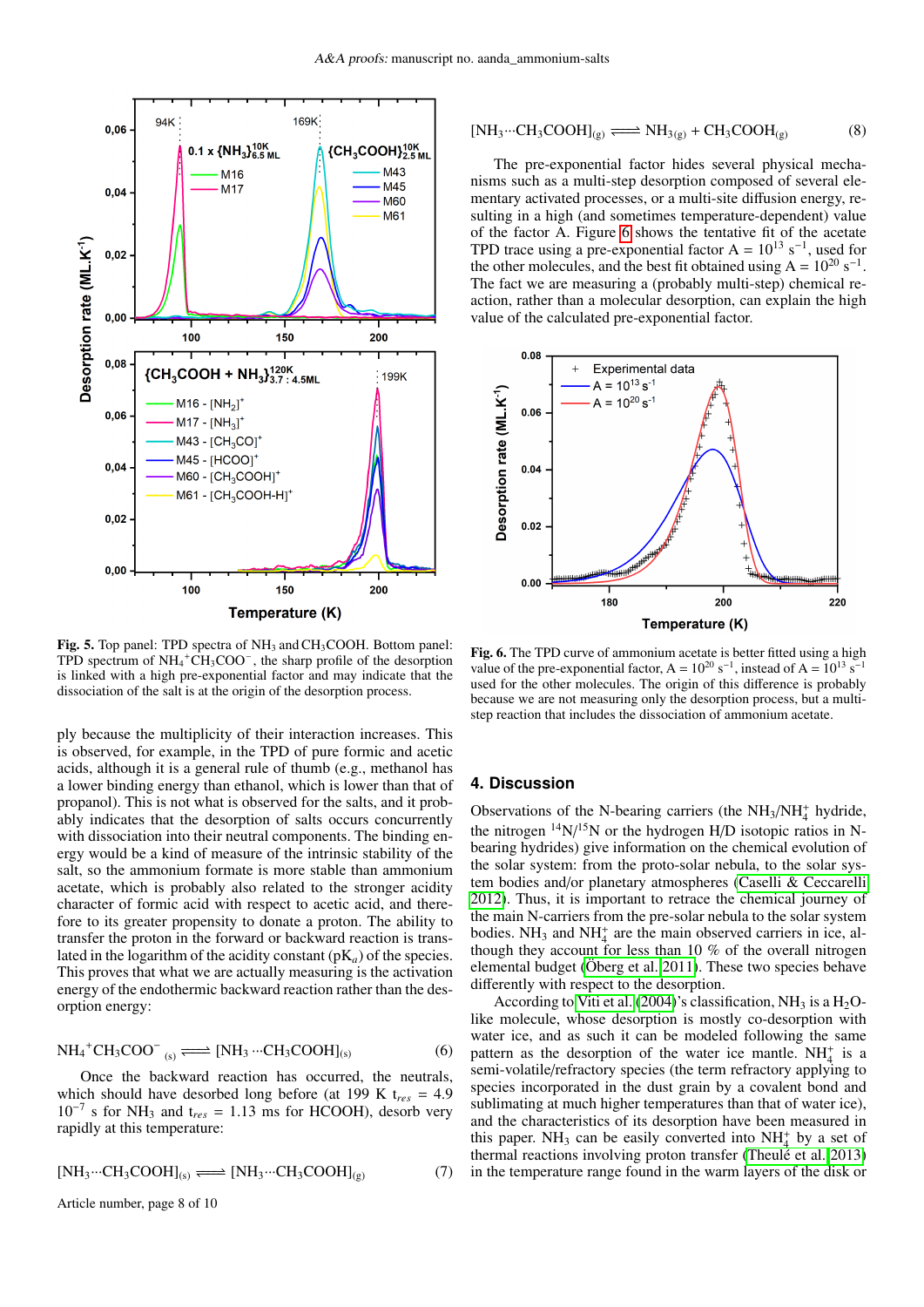Fig. 5. Top panel: TPD spectra of $NH_3$ and $CH_3COOH$. Bottom panel: TPD spectrum of $NH_4{}^+CH_3COO^-$, the sharp profile of the desorption is linked with a high pre-exponential factor and may indicate that the dissociation of the salt is at the origin of the desorption process.

ply because the multiplicity of their interaction increases. This is observed, for example, in the TPD of pure formic and acetic acids, although it is a general rule of thumb (e.g., methanol has a lower binding energy than ethanol, which is lower than that of propanol). This is not what is observed for the salts, and it probably indicates that the desorption of salts occurs concurrently with dissociation into their neutral components. The binding energy would be a kind of measure of the intrinsic stability of the salt, so the ammonium formate is more stable than ammonium acetate, which is probably also related to the stronger acidity character of formic acid with respect to acetic acid, and therefore to its greater propensity to donate a proton. The ability to transfer the proton in the forward or backward reaction is translated in the logarithm of the acidity constant ($pK_a$) of the species. This proves that what we are actually measuring is the activation energy of the endothermic backward reaction rather than the desorption energy:

$$NH_4{}^+CH_3COO^-{}_{(s)} \rightleftharpoons [NH_3 \cdots CH_3COOH]_{(s)} \quad (6)$$

Once the backward reaction has occurred, the neutrals, which should have desorbed long before (at 199 K $t_{res}$ = 4.9 $10^{-7}$ s for $NH_3$ and $t_{res}$ = 1.13 ms for HCOOH), desorb very rapidly at this temperature:

$$[NH_3 \cdots CH_3COOH]_{(s)} \rightleftharpoons [NH_3 \cdots CH_3COOH]_{(g)} \quad (7)$$

$$[NH_3 \cdots CH_3COOH]_{(g)} \rightleftharpoons NH_{3(g)} + CH_3COOH_{(g)} \quad (8)$$

The pre-exponential factor hides several physical mechanisms such as a multi-step desorption composed of several elementary activated processes, or a multi-site diffusion energy, resulting in a high (and sometimes temperature-dependent) value of the factor A. Figure 6 shows the tentative fit of the acetate TPD trace using a pre-exponential factor A = $10^{13}$ $s^{-1}$, used for the other molecules, and the best fit obtained using A = $10^{20}$ $s^{-1}$. The fact we are measuring a (probably multi-step) chemical reaction, rather than a molecular desorption, can explain the high value of the calculated pre-exponential factor.

Fig. 6. The TPD curve of ammonium acetate is better fitted using a high value of the pre-exponential factor, A = $10^{20}$ $s^{-1}$, instead of A = $10^{13}$ $s^{-1}$ used for the other molecules. The origin of this difference is probably because we are not measuring only the desorption process, but a multi-step reaction that includes the dissociation of ammonium acetate.

## 4. Discussion

Observations of the N-bearing carriers (the $NH_3$/$NH_4^+$ hydride, the nitrogen $^{14}N/^{15}N$ or the hydrogen H/D isotopic ratios in N-bearing hydrides) give information on the chemical evolution of the solar system: from the proto-solar nebula, to the solar system bodies and/or planetary atmospheres (Caselli & Ceccarelli 2012). Thus, it is important to retrace the chemical journey of the main N-carriers from the pre-solar nebula to the solar system bodies. $NH_3$ and $NH_4^+$ are the main observed carriers in ice, although they account for less than 10 % of the overall nitrogen elemental budget (Öberg et al. 2011). These two species behave differently with respect to the desorption.

According to Viti et al. (2004)'s classification, $NH_3$ is a $H_2O$-like molecule, whose desorption is mostly co-desorption with water ice, and as such it can be modeled following the same pattern as the desorption of the water ice mantle. $NH_4^+$ is a semi-volatile/refractory species (the term refractory applying to species incorporated in the dust grain by a covalent bond and sublimating at much higher temperatures than that of water ice), and the characteristics of its desorption have been measured in this paper. $NH_3$ can be easily converted into $NH_4^+$ by a set of thermal reactions involving proton transfer (Theulé et al. 2013) in the temperature range found in the warm layers of the disk or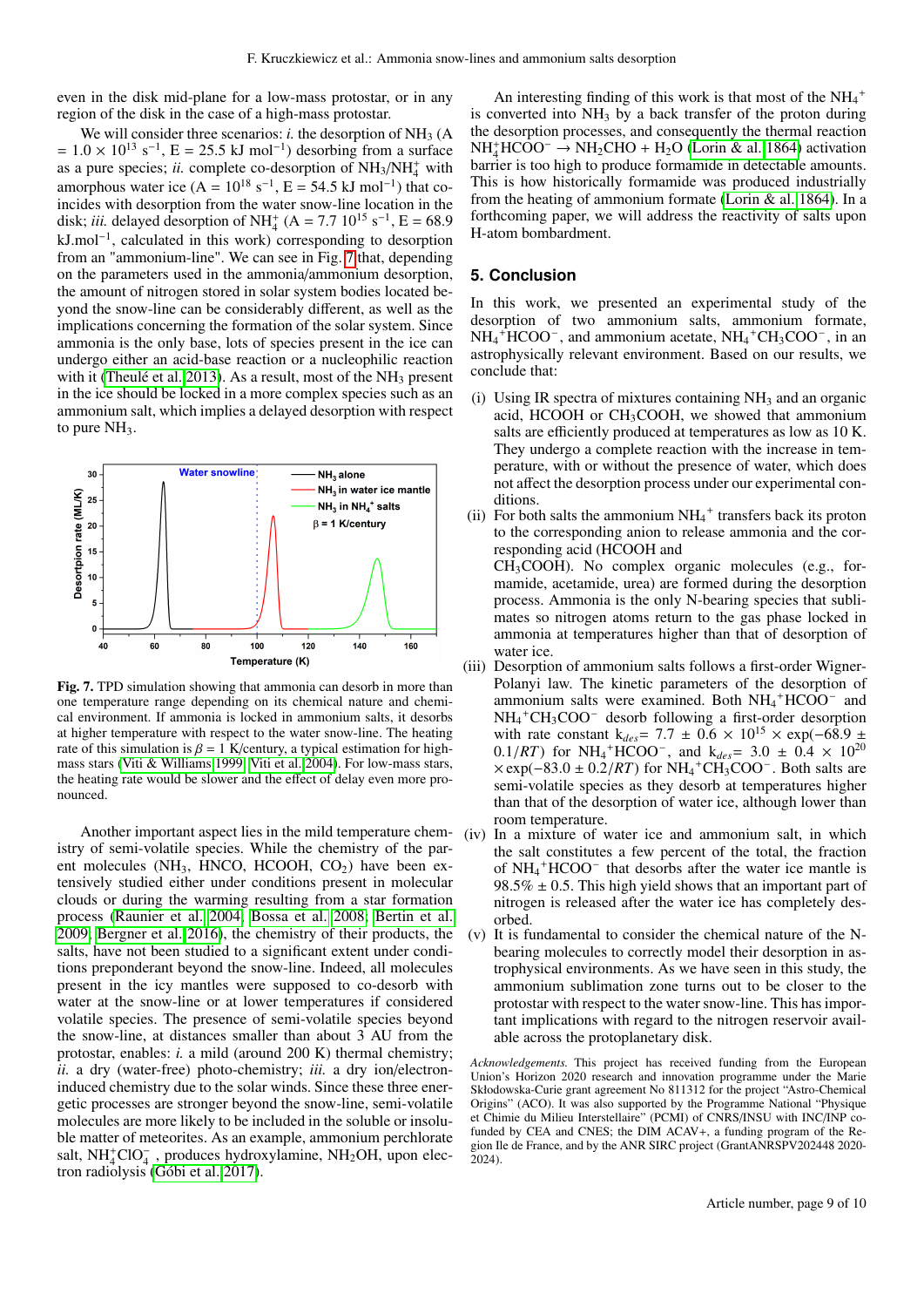even in the disk mid-plane for a low-mass protostar, or in any region of the disk in the case of a high-mass protostar.

We will consider three scenarios: *i.* the desorption of $NH_3$ (A = $1.0 \times 10^{13}$ s$^{-1}$, E = 25.5 kJ mol$^{-1}$) desorbing from a surface as a pure species; *ii.* complete co-desorption of $NH_3/NH_4^+$ with amorphous water ice (A = $10^{18}$ s$^{-1}$, E = 54.5 kJ mol$^{-1}$) that coincides with desorption from the water snow-line location in the disk; *iii.* delayed desorption of $NH_4^+$ (A = 7.7 $10^{15}$ s$^{-1}$, E = 68.9 kJ.mol$^{-1}$, calculated in this work) corresponding to desorption from an "ammonium-line". We can see in Fig. 7 that, depending on the parameters used in the ammonia/ammonium desorption, the amount of nitrogen stored in solar system bodies located beyond the snow-line can be considerably different, as well as the implications concerning the formation of the solar system. Since ammonia is the only base, lots of species present in the ice can undergo either an acid-base reaction or a nucleophilic reaction with it (Theulé et al. 2013). As a result, most of the $NH_3$ present in the ice should be locked in a more complex species such as an ammonium salt, which implies a delayed desorption with respect to pure $NH_3$.

**Fig. 7.** TPD simulation showing that ammonia can desorb in more than one temperature range depending on its chemical nature and chemical environment. If ammonia is locked in ammonium salts, it desorbs at higher temperature with respect to the water snow-line. The heating rate of this simulation is $\beta$ = 1 K/century, a typical estimation for high-mass stars (Viti & Williams 1999; Viti et al. 2004). For low-mass stars, the heating rate would be slower and the effect of delay even more pronounced.

Another important aspect lies in the mild temperature chemistry of semi-volatile species. While the chemistry of the parent molecules ($NH_3$, HNCO, HCOOH, $CO_2$) have been extensively studied either under conditions present in molecular clouds or during the warming resulting from a star formation process (Raunier et al. 2004; Bossa et al. 2008; Bertin et al. 2009; Bergner et al. 2016), the chemistry of their products, the salts, have not been studied to a significant extent under conditions preponderant beyond the snow-line. Indeed, all molecules present in the icy mantles were supposed to co-desorb with water at the snow-line or at lower temperatures if considered volatile species. The presence of semi-volatile species beyond the snow-line, at distances smaller than about 3 AU from the protostar, enables: *i.* a mild (around 200 K) thermal chemistry; *ii.* a dry (water-free) photo-chemistry; *iii.* a dry ion/electron-induced chemistry due to the solar winds. Since these three energetic processes are stronger beyond the snow-line, semi-volatile molecules are more likely to be included in the soluble or insoluble matter of meteorites. As an example, ammonium perchlorate salt, $NH_4^+ClO_4^-$, produces hydroxylamine, $NH_2OH$, upon electron radiolysis (Góbi et al. 2017).

An interesting finding of this work is that most of the $NH_4^+$ is converted into $NH_3$ by a back transfer of the proton during the desorption processes, and consequently the thermal reaction $NH_4^+HCOO^- \rightarrow NH_2CHO + H_2O$ (Lorin & al. 1864) activation barrier is too high to produce formamide in detectable amounts. This is how historically formamide was produced industrially from the heating of ammonium formate (Lorin & al. 1864). In a forthcoming paper, we will address the reactivity of salts upon H-atom bombardment.

## 5. Conclusion

In this work, we presented an experimental study of the desorption of two ammonium salts, ammonium formate, $NH_4^+HCOO^-$, and ammonium acetate, $NH_4^+CH_3COO^-$, in an astrophysically relevant environment. Based on our results, we conclude that:

(i) Using IR spectra of mixtures containing $NH_3$ and an organic acid, HCOOH or $CH_3COOH$, we showed that ammonium salts are efficiently produced at temperatures as low as 10 K. They undergo a complete reaction with the increase in temperature, with or without the presence of water, which does not affect the desorption process under our experimental conditions.

(ii) For both salts the ammonium $NH_4^+$ transfers back its proton to the corresponding anion to release ammonia and the corresponding acid (HCOOH and $CH_3COOH$). No complex organic molecules (e.g., formamide, acetamide, urea) are formed during the desorption process. Ammonia is the only N-bearing species that sublimates so nitrogen atoms return to the gas phase locked in ammonia at temperatures higher than that of desorption of water ice.

(iii) Desorption of ammonium salts follows a first-order Wigner-Polanyi law. The kinetic parameters of the desorption of ammonium salts were examined. Both $NH_4^+HCOO^-$ and $NH_4^+CH_3COO^-$ desorb following a first-order desorption with rate constant $k_{des}$= 7.7 ± 0.6 × $10^{15}$ × exp(−68.9 ± 0.1/$RT$) for $NH_4^+HCOO^-$, and $k_{des}$= 3.0 ± 0.4 × $10^{20}$ × exp(−83.0 ± 0.2/$RT$) for $NH_4^+CH_3COO^-$. Both salts are semi-volatile species as they desorb at temperatures higher than that of the desorption of water ice, although lower than room temperature.

(iv) In a mixture of water ice and ammonium salt, in which the salt constitutes a few percent of the total, the fraction of $NH_4^+HCOO^-$ that desorbs after the water ice mantle is 98.5% ± 0.5. This high yield shows that an important part of nitrogen is released after the water ice has completely desorbed.

(v) It is fundamental to consider the chemical nature of the N-bearing molecules to correctly model their desorption in astrophysical environments. As we have seen in this study, the ammonium sublimation zone turns out to be closer to the protostar with respect to the water snow-line. This has important implications with regard to the nitrogen reservoir available across the protoplanetary disk.

*Acknowledgements.* This project has received funding from the European Union's Horizon 2020 research and innovation programme under the Marie Skłodowska-Curie grant agreement No 811312 for the project "Astro-Chemical Origins" (ACO). It was also supported by the Programme National "Physique et Chimie du Milieu Interstellaire" (PCMI) of CNRS/INSU with INC/INP co-funded by CEA and CNES; the DIM ACAV+, a funding program of the Region Ile de France, and by the ANR SIRC project (GrantANRSPV202448 2020-2024).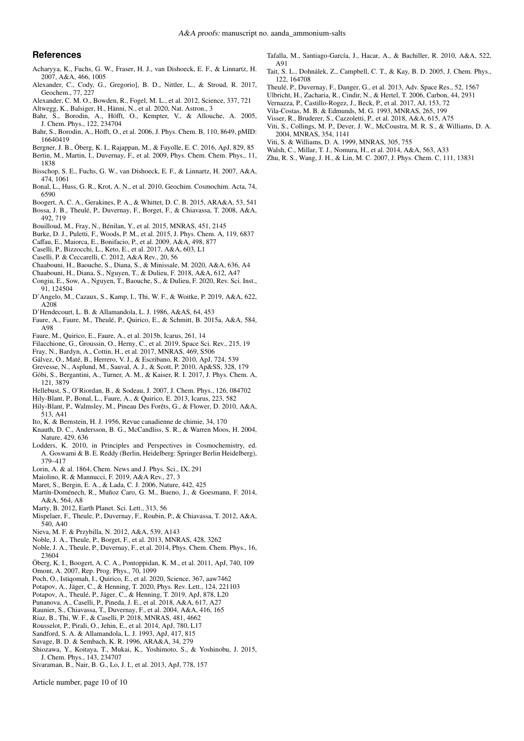## References

Acharyya, K., Fuchs, G. W., Fraser, H. J., van Dishoeck, E. F., & Linnartz, H. 2007, A&A, 466, 1005

Alexander, C., Cody, G., Gregorio], B. D., Nittler, L., & Stroud, R. 2017, Geochem., 77, 227

Alexander, C. M. O., Bowden, R., Fogel, M. L., et al. 2012, Science, 337, 721

Altwegg, K., Balsiger, H., Hänni, N., et al. 2020, Nat. Astron., 3

Bahr, S., Borodin, A., Höfft, O., Kempter, V., & Allouche, A. 2005, J. Chem. Phys., 122, 234704

Bahr, S., Borodin, A., Höfft, O., et al. 2006, J. Phys. Chem. B, 110, 8649, pMID: 16640419

Bergner, J. B., Öberg, K. I., Rajappan, M., & Fayolle, E. C. 2016, ApJ, 829, 85

Bertin, M., Martin, I., Duvernay, F., et al. 2009, Phys. Chem. Chem. Phys., 11, 1838

Bisschop, S. E., Fuchs, G. W., van Dishoeck, E. F., & Linnartz, H. 2007, A&A, 474, 1061

Bonal, L., Huss, G. R., Krot, A. N., et al. 2010, Geochim. Cosmochim. Acta, 74, 6590

Boogert, A. C. A., Gerakines, P. A., & Whittet, D. C. B. 2015, ARA&A, 53, 541

Bossa, J. B., Theulé, P., Duvernay, F., Borget, F., & Chiavassa, T. 2008, A&A, 492, 719

Bouilloud, M., Fray, N., Bénilan, Y., et al. 2015, MNRAS, 451, 2145

Burke, D. J., Puletti, F., Woods, P. M., et al. 2015, J. Phys. Chem. A, 119, 6837

Caffau, E., Maiorca, E., Bonifacio, P., et al. 2009, A&A, 498, 877

Caselli, P., Bizzocchi, L., Keto, E., et al. 2017, A&A, 603, L1

Caselli, P. & Ceccarelli, C. 2012, A&A Rev., 20, 56

Chaabouni, H., Baouche, S., Diana, S., & Minissale, M. 2020, A&A, 636, A4

Chaabouni, H., Diana, S., Nguyen, T., & Dulieu, F. 2018, A&A, 612, A47

Congiu, E., Sow, A., Nguyen, T., Baouche, S., & Dulieu, F. 2020, Rev. Sci. Inst., 91, 124504

D'Angelo, M., Cazaux, S., Kamp, I., Thi, W. F., & Woitke, P. 2019, A&A, 622, A208

D'Hendecourt, L. B. & Allamandola, L. J. 1986, A&AS, 64, 453

Faure, A., Faure, M., Theulé, P., Quirico, E., & Schmitt, B. 2015a, A&A, 584, A98

Faure, M., Quirico, E., Faure, A., et al. 2015b, Icarus, 261, 14

Filacchione, G., Groussin, O., Herny, C., et al. 2019, Space Sci. Rev., 215, 19

Fray, N., Bardyn, A., Cottin, H., et al. 2017, MNRAS, 469, S506

Gálvez, O., Maté, B., Herrero, V. J., & Escribano, R. 2010, ApJ, 724, 539

Grevesse, N., Asplund, M., Sauval, A. J., & Scott, P. 2010, Ap&SS, 328, 179

Góbi, S., Bergantini, A., Turner, A. M., & Kaiser, R. I. 2017, J. Phys. Chem. A, 121, 3879

Hellebust, S., O'Riordan, B., & Sodeau, J. 2007, J. Chem. Phys., 126, 084702

Hily-Blant, P., Bonal, L., Faure, A., & Quirico, E. 2013, Icarus, 223, 582

Hily-Blant, P., Walmsley, M., Pineau Des Forêts, G., & Flower, D. 2010, A&A, 513, A41

Ito, K. & Bernstein, H. J. 1956, Revue canadienne de chimie, 34, 170

Knauth, D. C., Andersson, B. G., McCandliss, S. R., & Warren Moos, H. 2004, Nature, 429, 636

Lodders, K. 2010, in Principles and Perspectives in Cosmochemistry, ed. A. Goswami & B. E. Reddy (Berlin, Heidelberg: Springer Berlin Heidelberg), 379–417

Lorin, A. & al. 1864, Chem. News and J. Phys. Sci., IX, 291

Maiolino, R. & Mannucci, F. 2019, A&A Rev., 27, 3

Maret, S., Bergin, E. A., & Lada, C. J. 2006, Nature, 442, 425

Martín-Doménech, R., Muñoz Caro, G. M., Bueno, J., & Goesmann, F. 2014, A&A, 564, A8

Marty, B. 2012, Earth Planet. Sci. Lett., 313, 56

Mispelaer, F., Theule, P., Duvernay, F., Roubin, P., & Chiavassa, T. 2012, A&A, 540, A40

Nieva, M. F. & Przybilla, N. 2012, A&A, 539, A143

Noble, J. A., Theule, P., Borget, F., et al. 2013, MNRAS, 428, 3262

Noble, J. A., Theule, P., Duvernay, F., et al. 2014, Phys. Chem. Chem. Phys., 16, 23604

Öberg, K. I., Boogert, A. C. A., Pontoppidan, K. M., et al. 2011, ApJ, 740, 109

Omont, A. 2007, Rep. Prog. Phys., 70, 1099

Poch, O., Istiqomah, I., Quirico, E., et al. 2020, Science, 367, aaw7462

Potapov, A., Jäger, C., & Henning, T. 2020, Phys. Rev. Lett., 124, 221103

Potapov, A., Theulé, P., Jäger, C., & Henning, T. 2019, ApJ, 878, L20

Punanova, A., Caselli, P., Pineda, J. E., et al. 2018, A&A, 617, A27

Raunier, S., Chiavassa, T., Duvernay, F., et al. 2004, A&A, 416, 165

Riaz, B., Thi, W. F., & Caselli, P. 2018, MNRAS, 481, 4662

Rousselot, P., Pirali, O., Jehin, E., et al. 2014, ApJ, 780, L17

Sandford, S. A. & Allamandola, L. J. 1993, ApJ, 417, 815

Savage, B. D. & Sembach, K. R. 1996, ARA&A, 34, 279

Shiozawa, Y., Koitaya, T., Mukai, K., Yoshimoto, S., & Yoshinobu, J. 2015, J. Chem. Phys., 143, 234707

Sivaraman, B., Nair, B. G., Lo, J. I., et al. 2013, ApJ, 778, 157

Tafalla, M., Santiago-García, J., Hacar, A., & Bachiller, R. 2010, A&A, 522, A91

Tait, S. L., Dohnálek, Z., Campbell, C. T., & Kay, B. D. 2005, J. Chem. Phys., 122, 164708

Theulé, P., Duvernay, F., Danger, G., et al. 2013, Adv. Space Res., 52, 1567

Ulbricht, H., Zacharia, R., Cindir, N., & Hertel, T. 2006, Carbon, 44, 2931

Vernazza, P., Castillo-Rogez, J., Beck, P., et al. 2017, AJ, 153, 72

Vila-Costas, M. B. & Edmunds, M. G. 1993, MNRAS, 265, 199

Visser, R., Bruderer, S., Cazzoletti, P., et al. 2018, A&A, 615, A75

Viti, S., Collings, M. P., Dever, J. W., McCoustra, M. R. S., & Williams, D. A. 2004, MNRAS, 354, 1141

Viti, S. & Williams, D. A. 1999, MNRAS, 305, 755

Walsh, C., Millar, T. J., Nomura, H., et al. 2014, A&A, 563, A33

Zhu, R. S., Wang, J. H., & Lin, M. C. 2007, J. Phys. Chem. C, 111, 13831